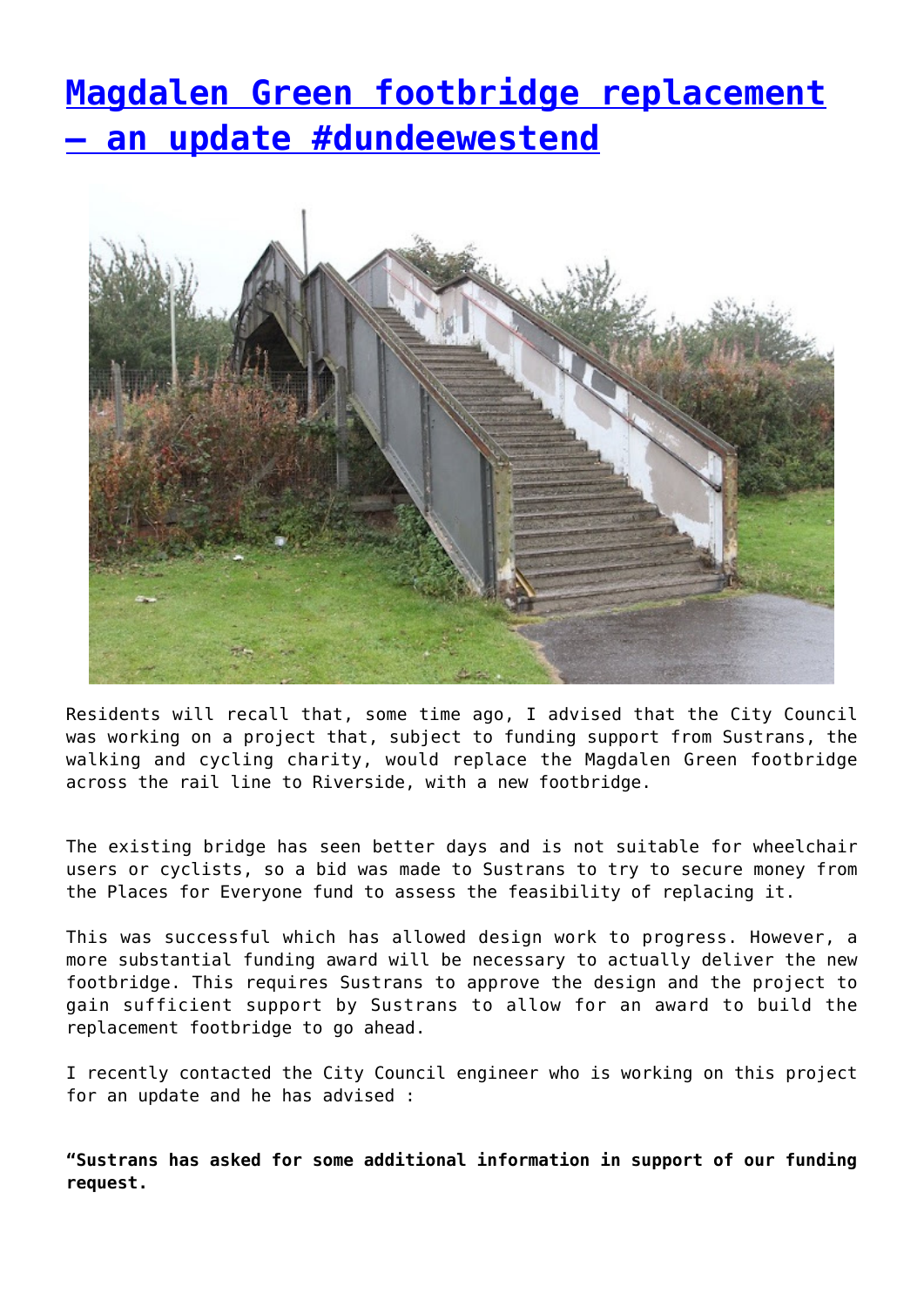# [Magdalen Green footbridge replacement – an update #dundeewestend]

Residents will recall that, some time ago, I advised that the City Council was working on a project that, subject to funding support from Sustrans, the walking and cycling charity, would replace the Magdalen Green footbridge across the rail line to Riverside, with a new footbridge.

The existing bridge has seen better days and is not suitable for wheelchair users or cyclists, so a bid was made to Sustrans to try to secure money from the Places for Everyone fund to assess the feasibility of replacing it.

This was successful which has allowed design work to progress. However, a more substantial funding award will be necessary to actually deliver the new footbridge. This requires Sustrans to approve the design and the project to gain sufficient support by Sustrans to allow for an award to build the replacement footbridge to go ahead.

I recently contacted the City Council engineer who is working on this project for an update and he has advised :

**"Sustrans has asked for some additional information in support of our funding request.**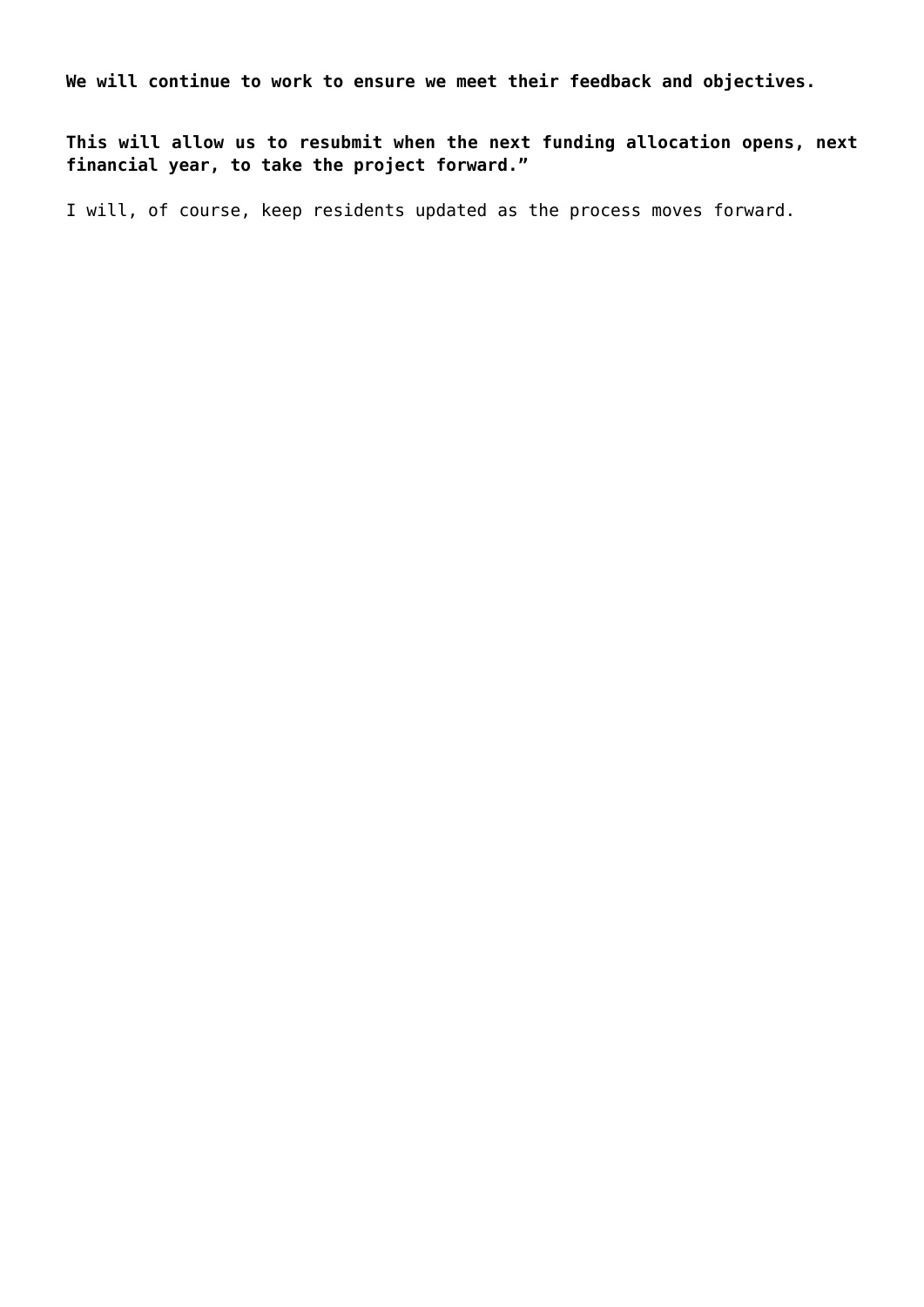**We will continue to work to ensure we meet their feedback and objectives.**

**This will allow us to resubmit when the next funding allocation opens, next financial year, to take the project forward."**

I will, of course, keep residents updated as the process moves forward.